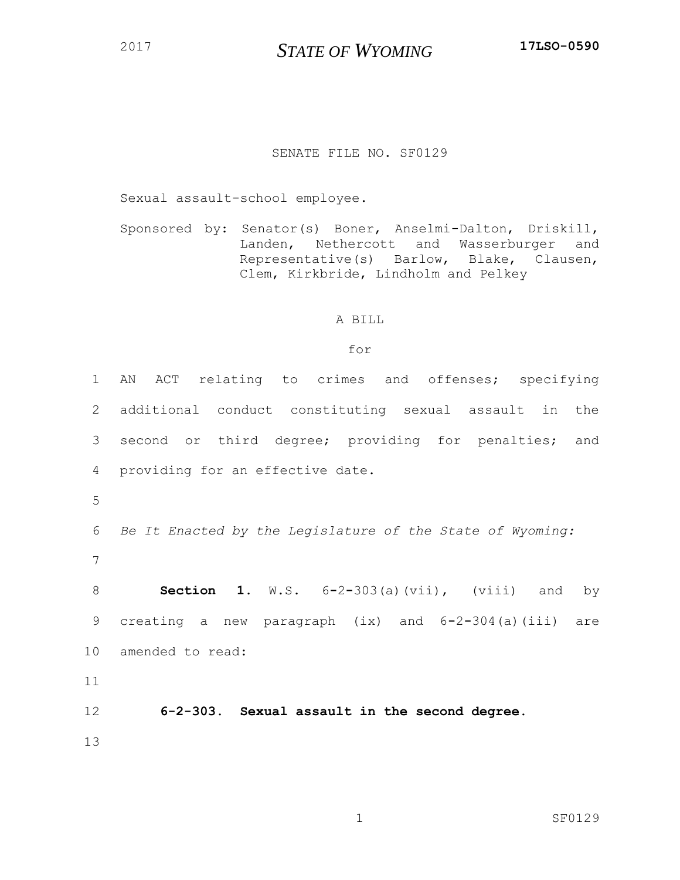2017 **STATE OF WYOMING** **17LSO-0590**

SENATE FILE NO. SF0129

Sexual assault-school employee.

Sponsored by: Senator(s) Boner, Anselmi-Dalton, Driskill, Landen, Nethercott and Wasserburger and Representative(s) Barlow, Blake, Clausen, Clem, Kirkbride, Lindholm and Pelkey

A BILL

for

1 AN ACT relating to crimes and offenses; specifying
2 additional conduct constituting sexual assault in the
3 second or third degree; providing for penalties; and
4 providing for an effective date.
5
6 *Be It Enacted by the Legislature of the State of Wyoming:*
7
8 **Section 1.** W.S. 6-2-303(a)(vii), (viii) and by
9 creating a new paragraph (ix) and 6-2-304(a)(iii) are
10 amended to read:
11
12 **6-2-303. Sexual assault in the second degree.**
13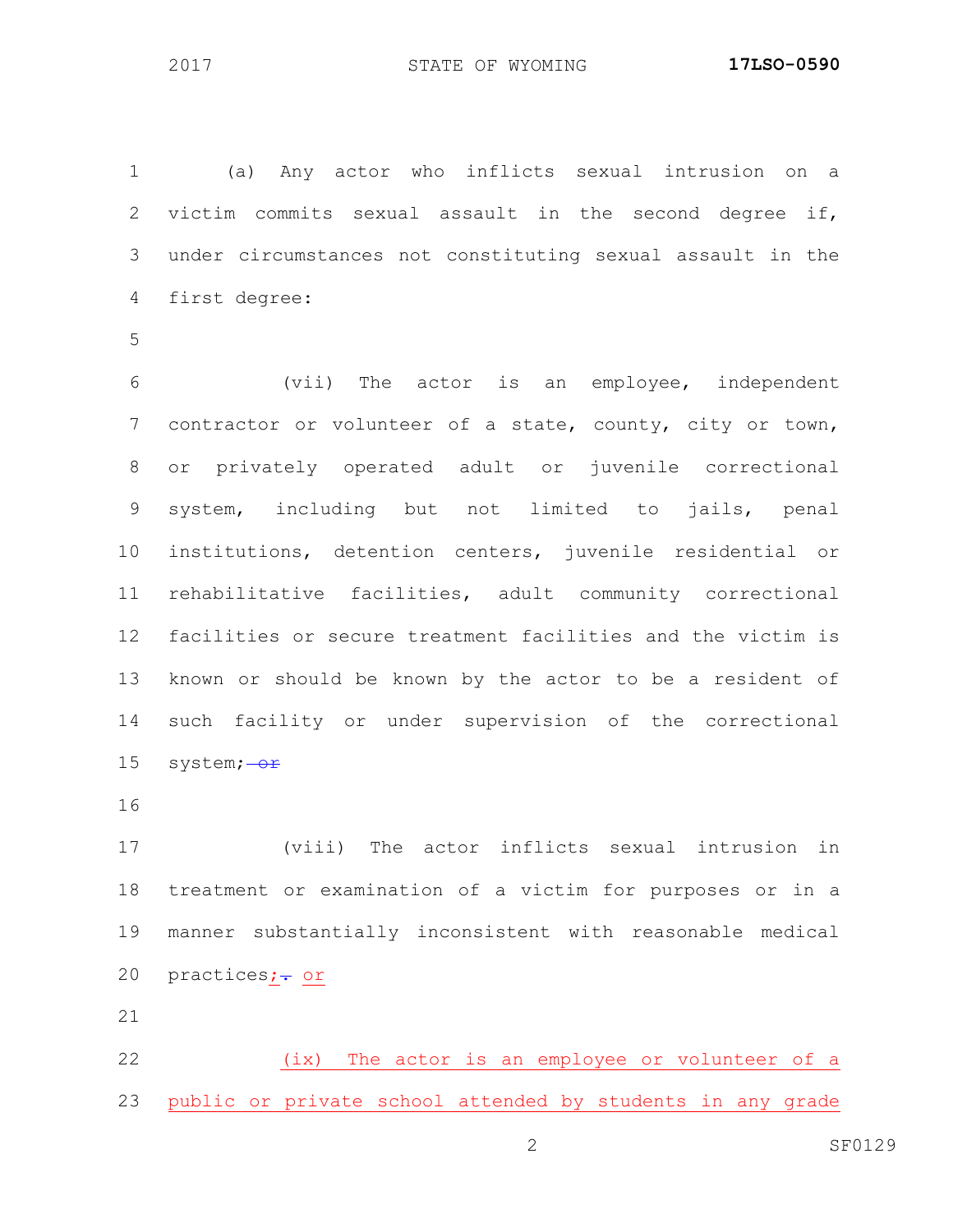(a) Any actor who inflicts sexual intrusion on a victim commits sexual assault in the second degree if, under circumstances not constituting sexual assault in the first degree:

(vii) The actor is an employee, independent contractor or volunteer of a state, county, city or town, or privately operated adult or juvenile correctional system, including but not limited to jails, penal institutions, detention centers, juvenile residential or rehabilitative facilities, adult community correctional facilities or secure treatment facilities and the victim is known or should be known by the actor to be a resident of such facility or under supervision of the correctional system; ~~or~~

(viii) The actor inflicts sexual intrusion in treatment or examination of a victim for purposes or in a manner substantially inconsistent with reasonable medical practices; ~~.~~ or

(ix) The actor is an employee or volunteer of a public or private school attended by students in any grade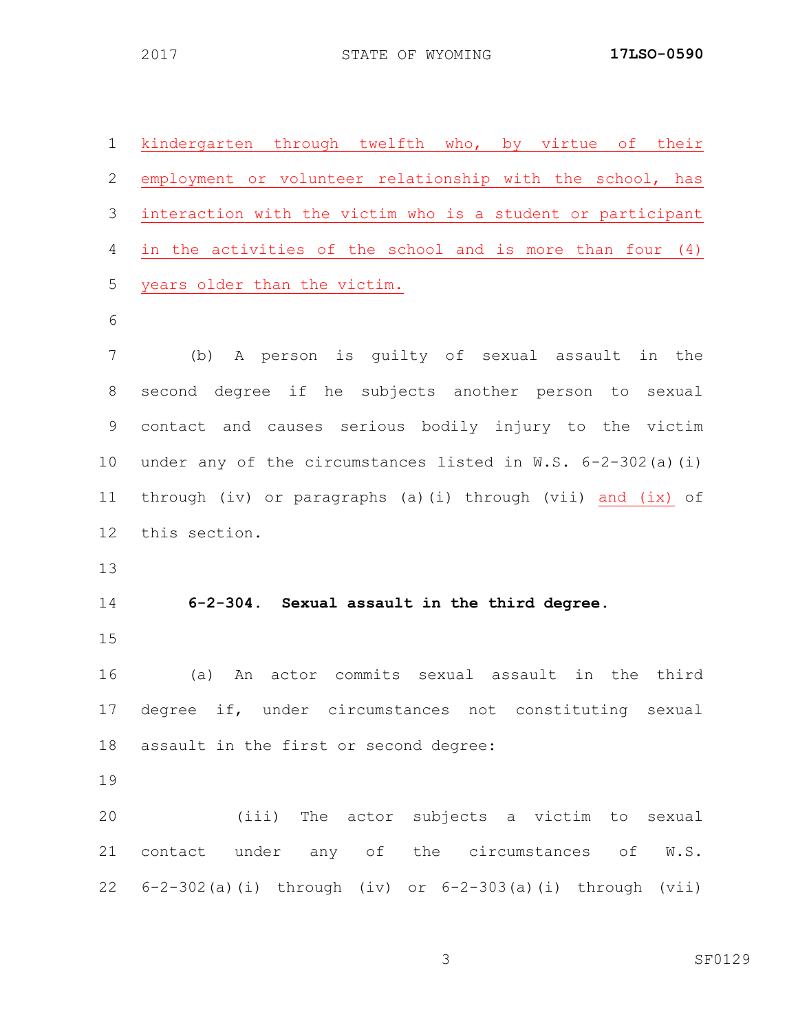kindergarten through twelfth who, by virtue of their employment or volunteer relationship with the school, has interaction with the victim who is a student or participant in the activities of the school and is more than four (4) years older than the victim.

(b) A person is guilty of sexual assault in the second degree if he subjects another person to sexual contact and causes serious bodily injury to the victim under any of the circumstances listed in W.S. 6-2-302(a)(i) through (iv) or paragraphs (a)(i) through (vii) and (ix) of this section.

**6-2-304. Sexual assault in the third degree.**

(a) An actor commits sexual assault in the third degree if, under circumstances not constituting sexual assault in the first or second degree:

(iii) The actor subjects a victim to sexual contact under any of the circumstances of W.S. 6-2-302(a)(i) through (iv) or 6-2-303(a)(i) through (vii)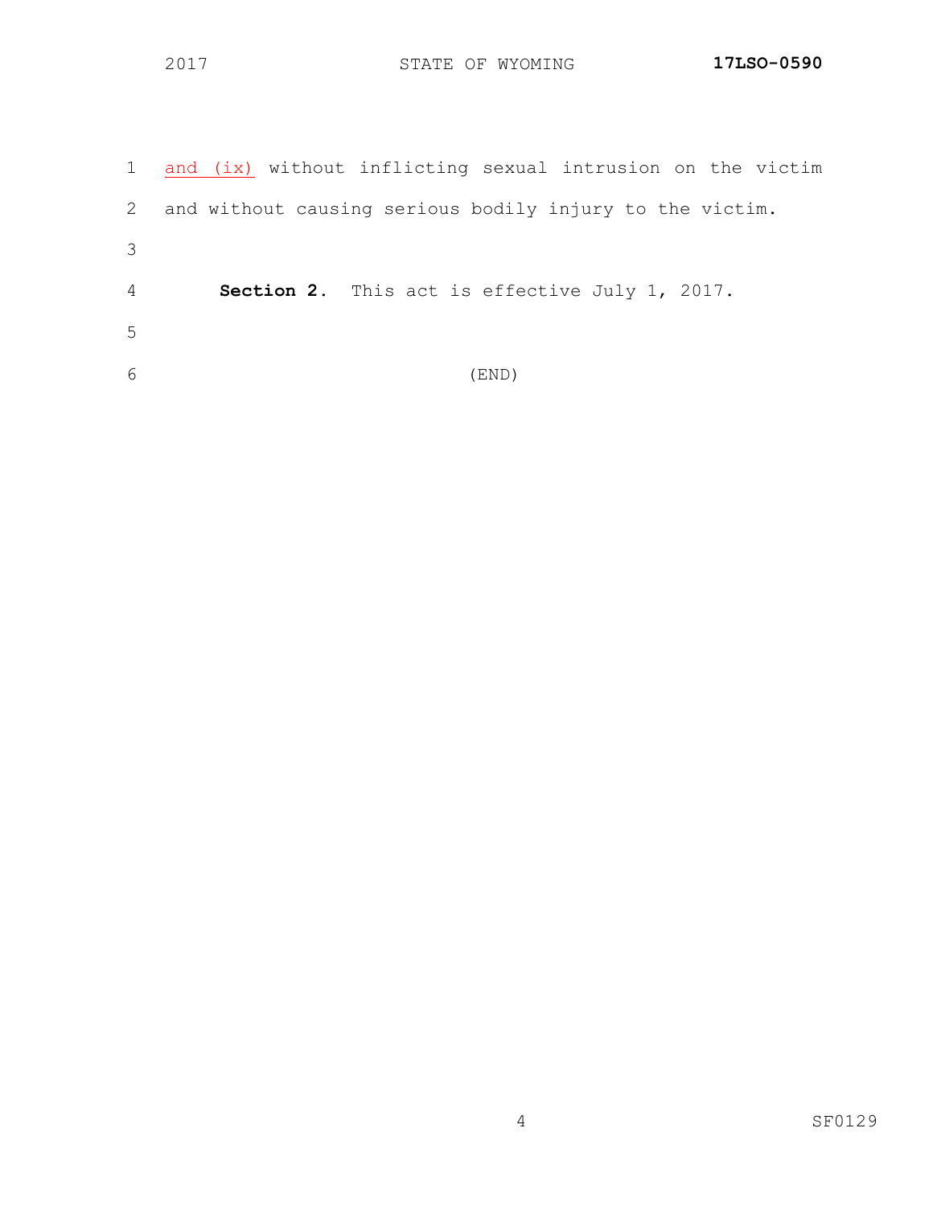and (ix) without inflicting sexual intrusion on the victim and without causing serious bodily injury to the victim.

**Section 2.** This act is effective July 1, 2017.

(END)